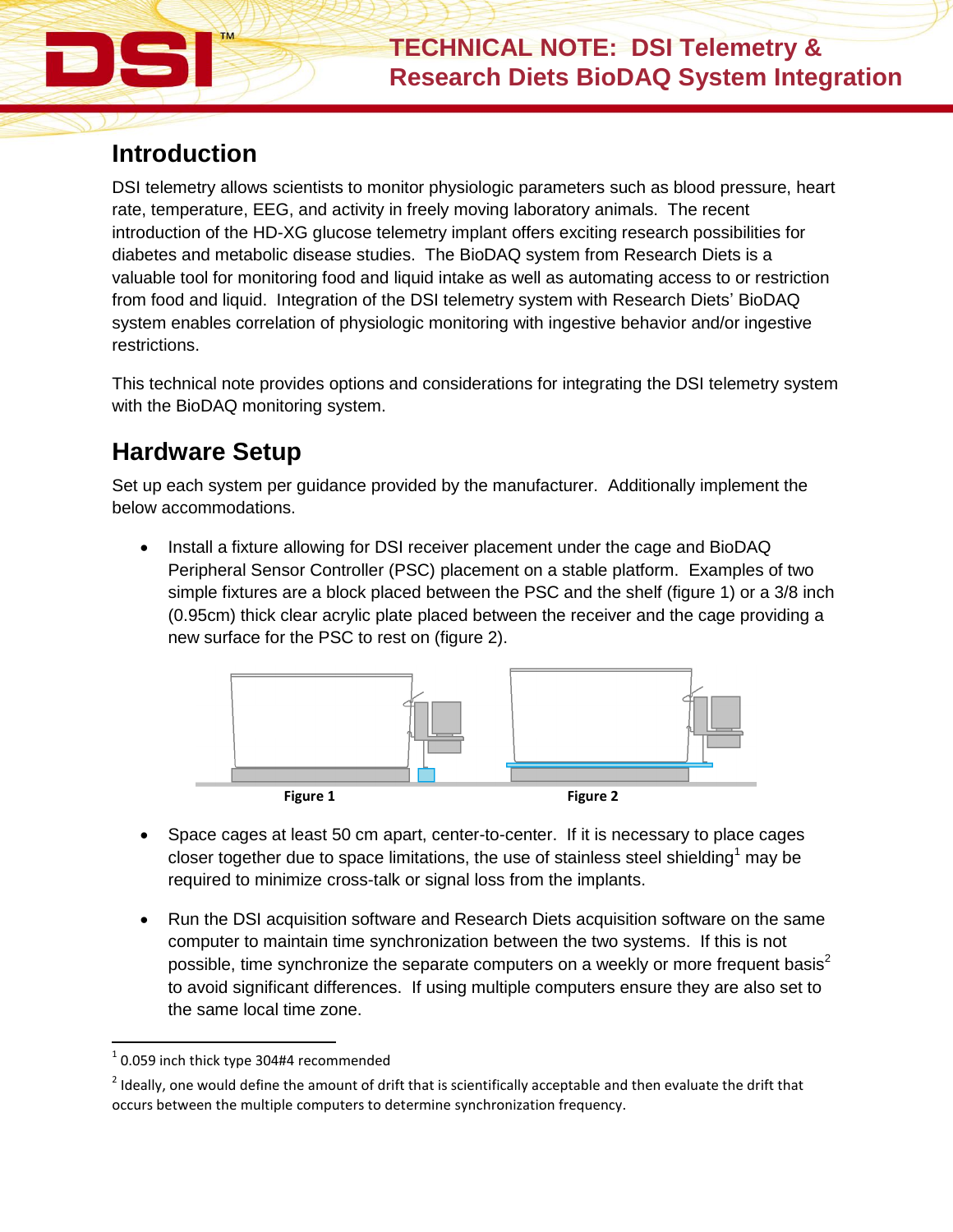# TECHNICAL NOTE: DSI Telemetry & Research Diets BioDAQ System Integration

## Introduction

DSI telemetry allows scientists to monitor physiologic parameters such as blood pressure, heart rate, temperature, EEG, and activity in freely moving laboratory animals. The recent introduction of the HD-XG glucose telemetry implant offers exciting research possibilities for diabetes and metabolic disease studies. The BioDAQ system from Research Diets is a valuable tool for monitoring food and liquid intake as well as automating access to or restriction from food and liquid. Integration of the DSI telemetry system with Research Diets' BioDAQ system enables correlation of physiologic monitoring with ingestive behavior and/or ingestive restrictions.

This technical note provides options and considerations for integrating the DSI telemetry system with the BioDAQ monitoring system.

## Hardware Setup

Set up each system per guidance provided by the manufacturer. Additionally implement the below accommodations.

- Install a fixture allowing for DSI receiver placement under the cage and BioDAQ Peripheral Sensor Controller (PSC) placement on a stable platform. Examples of two simple fixtures are a block placed between the PSC and the shelf (figure 1) or a 3/8 inch (0.95cm) thick clear acrylic plate placed between the receiver and the cage providing a new surface for the PSC to rest on (figure 2).

Figure 1

Figure 2

- Space cages at least 50 cm apart, center-to-center. If it is necessary to place cages closer together due to space limitations, the use of stainless steel shielding[1] may be required to minimize cross-talk or signal loss from the implants.

- Run the DSI acquisition software and Research Diets acquisition software on the same computer to maintain time synchronization between the two systems. If this is not possible, time synchronize the separate computers on a weekly or more frequent basis[2] to avoid significant differences. If using multiple computers ensure they are also set to the same local time zone.

---

[1] 0.059 inch thick type 304#4 recommended

[2] Ideally, one would define the amount of drift that is scientifically acceptable and then evaluate the drift that occurs between the multiple computers to determine synchronization frequency.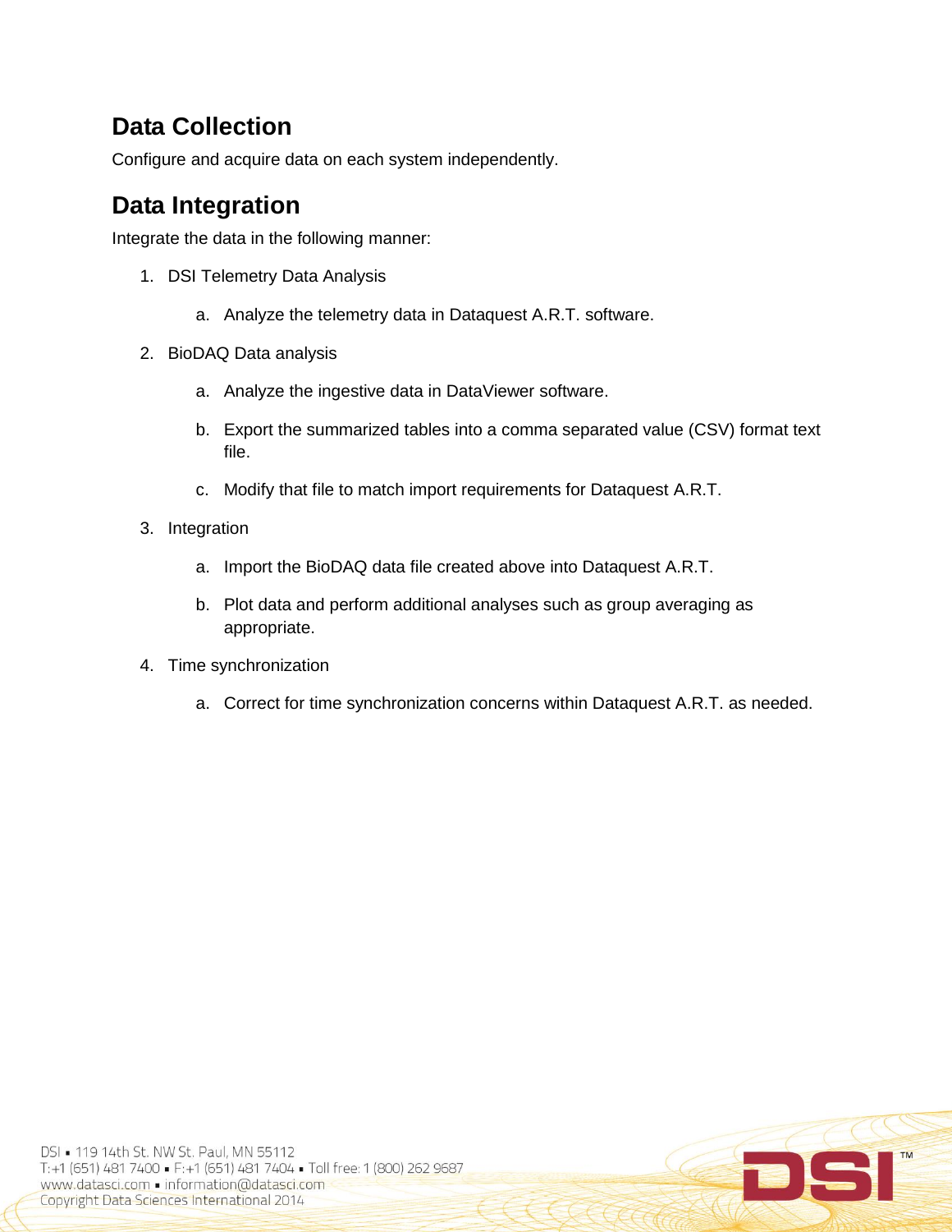## Data Collection

Configure and acquire data on each system independently.

## Data Integration

Integrate the data in the following manner:

1. DSI Telemetry Data Analysis
    a. Analyze the telemetry data in Dataquest A.R.T. software.
2. BioDAQ Data analysis
    a. Analyze the ingestive data in DataViewer software.
    b. Export the summarized tables into a comma separated value (CSV) format text file.
    c. Modify that file to match import requirements for Dataquest A.R.T.
3. Integration
    a. Import the BioDAQ data file created above into Dataquest A.R.T.
    b. Plot data and perform additional analyses such as group averaging as appropriate.
4. Time synchronization
    a. Correct for time synchronization concerns within Dataquest A.R.T. as needed.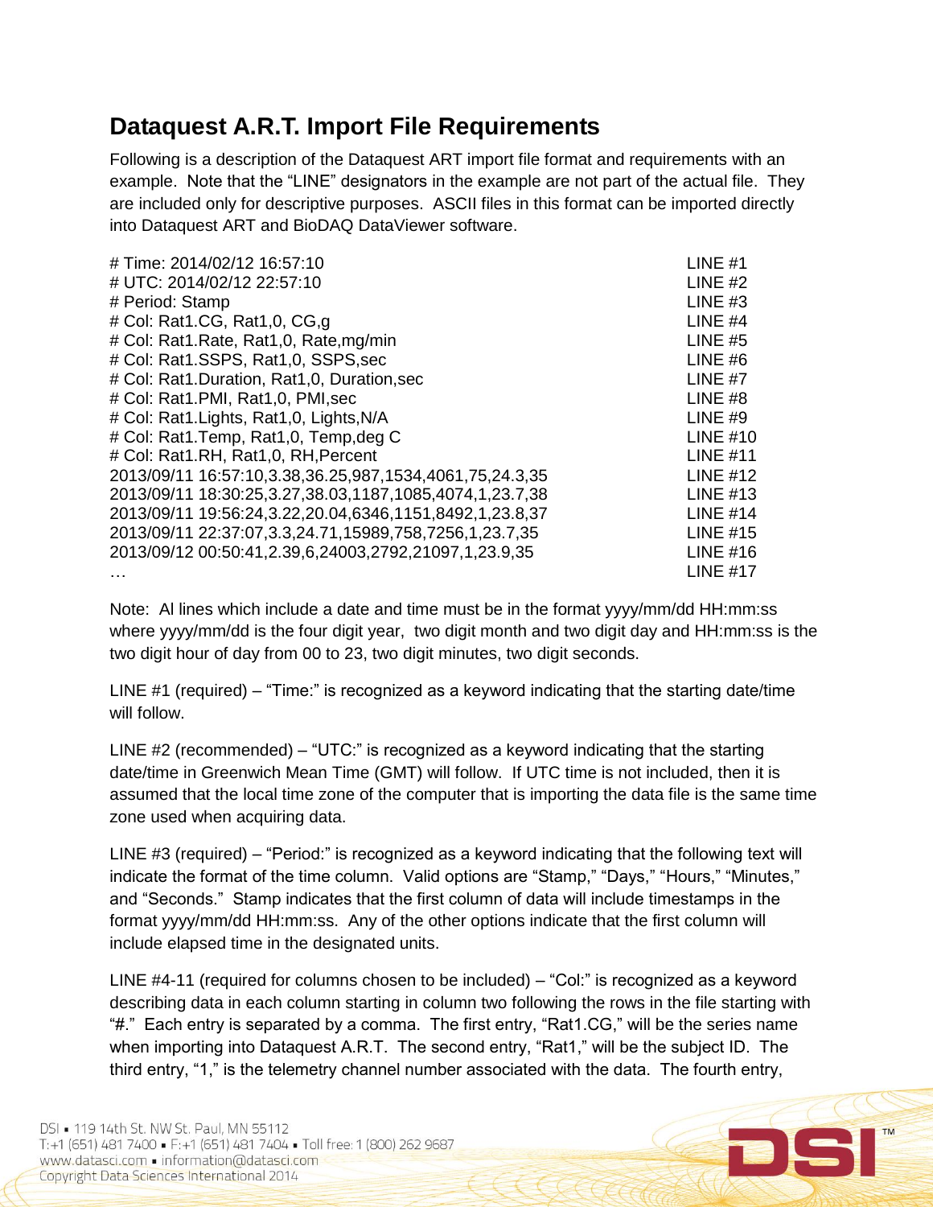## Dataquest A.R.T. Import File Requirements

Following is a description of the Dataquest ART import file format and requirements with an example. Note that the "LINE" designators in the example are not part of the actual file. They are included only for descriptive purposes. ASCII files in this format can be imported directly into Dataquest ART and BioDAQ DataViewer software.

```
# Time: 2014/02/12 16:57:10                                         LINE #1
# UTC: 2014/02/12 22:57:10                                          LINE #2
# Period: Stamp                                                     LINE #3
# Col: Rat1.CG, Rat1,0, CG,g                                        LINE #4
# Col: Rat1.Rate, Rat1,0, Rate,mg/min                               LINE #5
# Col: Rat1.SSPS, Rat1,0, SSPS,sec                                  LINE #6
# Col: Rat1.Duration, Rat1,0, Duration,sec                          LINE #7
# Col: Rat1.PMI, Rat1,0, PMI,sec                                    LINE #8
# Col: Rat1.Lights, Rat1,0, Lights,N/A                              LINE #9
# Col: Rat1.Temp, Rat1,0, Temp,deg C                                LINE #10
# Col: Rat1.RH, Rat1,0, RH,Percent                                  LINE #11
2013/09/11 16:57:10,3.38,36.25,987,1534,4061,75,24.3,35             LINE #12
2013/09/11 18:30:25,3.27,38.03,1187,1085,4074,1,23.7,38             LINE #13
2013/09/11 19:56:24,3.22,20.04,6346,1151,8492,1,23.8,37             LINE #14
2013/09/11 22:37:07,3.3,24.71,15989,758,7256,1,23.7,35              LINE #15
2013/09/12 00:50:41,2.39,6,24003,2792,21097,1,23.9,35               LINE #16
…                                                                   LINE #17
```

Note: Al lines which include a date and time must be in the format yyyy/mm/dd HH:mm:ss where yyyy/mm/dd is the four digit year, two digit month and two digit day and HH:mm:ss is the two digit hour of day from 00 to 23, two digit minutes, two digit seconds.

LINE #1 (required) – "Time:" is recognized as a keyword indicating that the starting date/time will follow.

LINE #2 (recommended) – "UTC:" is recognized as a keyword indicating that the starting date/time in Greenwich Mean Time (GMT) will follow. If UTC time is not included, then it is assumed that the local time zone of the computer that is importing the data file is the same time zone used when acquiring data.

LINE #3 (required) – "Period:" is recognized as a keyword indicating that the following text will indicate the format of the time column. Valid options are "Stamp," "Days," "Hours," "Minutes," and "Seconds." Stamp indicates that the first column of data will include timestamps in the format yyyy/mm/dd HH:mm:ss. Any of the other options indicate that the first column will include elapsed time in the designated units.

LINE #4-11 (required for columns chosen to be included) – "Col:" is recognized as a keyword describing data in each column starting in column two following the rows in the file starting with "#." Each entry is separated by a comma. The first entry, "Rat1.CG," will be the series name when importing into Dataquest A.R.T. The second entry, "Rat1," will be the subject ID. The third entry, "1," is the telemetry channel number associated with the data. The fourth entry,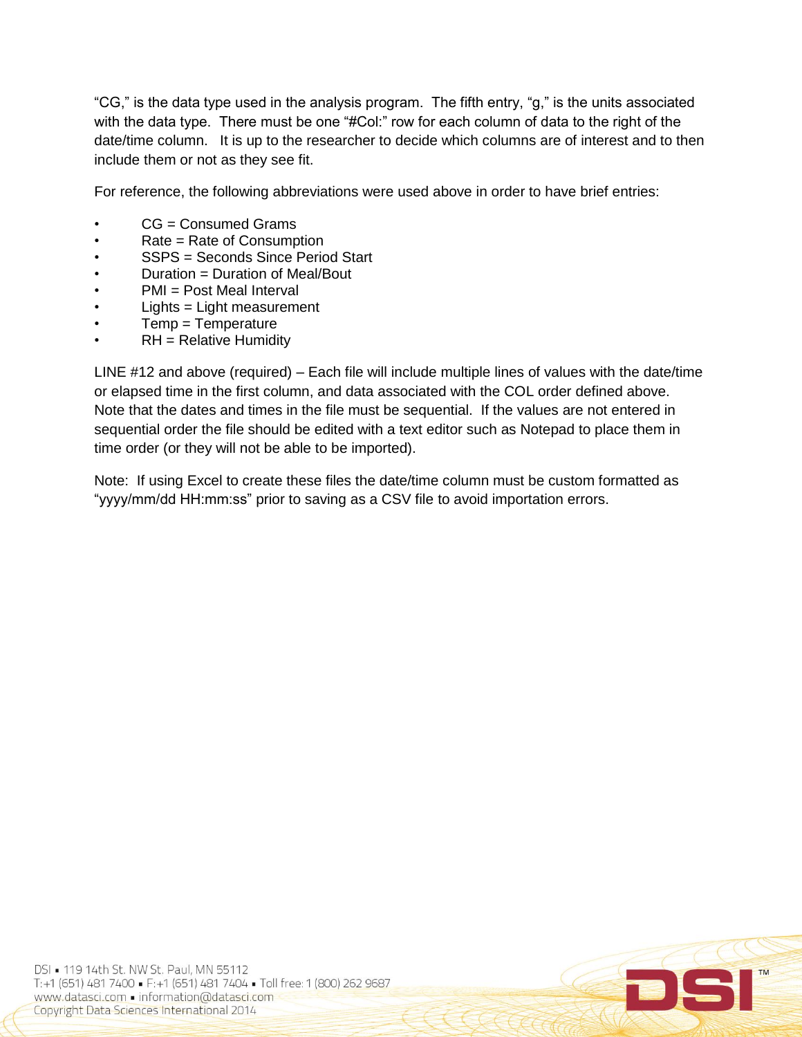"CG," is the data type used in the analysis program. The fifth entry, "g," is the units associated with the data type. There must be one "#Col:" row for each column of data to the right of the date/time column. It is up to the researcher to decide which columns are of interest and to then include them or not as they see fit.

For reference, the following abbreviations were used above in order to have brief entries:

- CG = Consumed Grams
- Rate = Rate of Consumption
- SSPS = Seconds Since Period Start
- Duration = Duration of Meal/Bout
- PMI = Post Meal Interval
- Lights = Light measurement
- Temp = Temperature
- RH = Relative Humidity

LINE #12 and above (required) – Each file will include multiple lines of values with the date/time or elapsed time in the first column, and data associated with the COL order defined above. Note that the dates and times in the file must be sequential. If the values are not entered in sequential order the file should be edited with a text editor such as Notepad to place them in time order (or they will not be able to be imported).

Note: If using Excel to create these files the date/time column must be custom formatted as "yyyy/mm/dd HH:mm:ss" prior to saving as a CSV file to avoid importation errors.